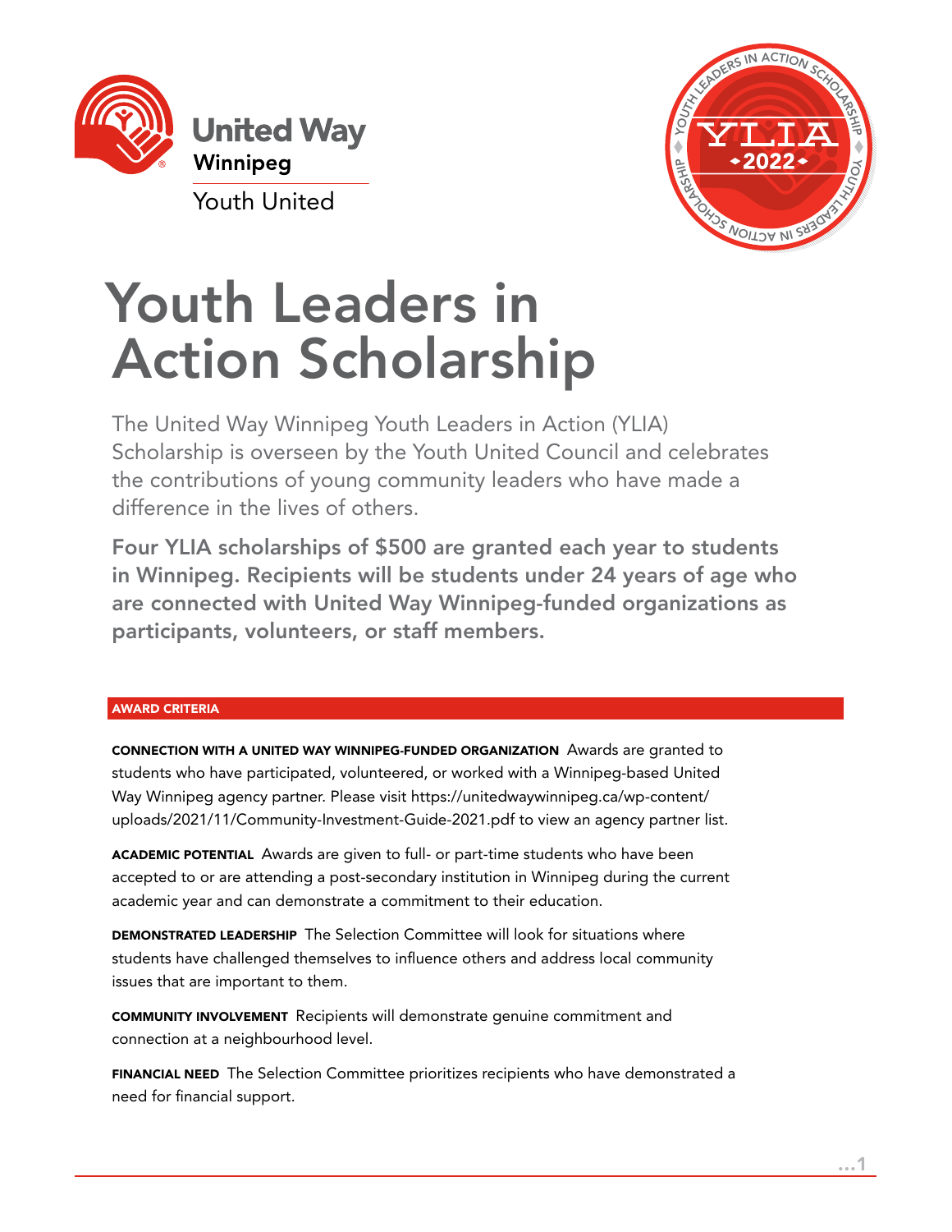United Way Winnipeg

Youth United

# Youth Leaders in Action Scholarship

The United Way Winnipeg Youth Leaders in Action (YLIA) Scholarship is overseen by the Youth United Council and celebrates the contributions of young community leaders who have made a difference in the lives of others.

**Four YLIA scholarships of $500 are granted each year to students in Winnipeg. Recipients will be students under 24 years of age who are connected with United Way Winnipeg-funded organizations as participants, volunteers, or staff members.**

## AWARD CRITERIA

**CONNECTION WITH A UNITED WAY WINNIPEG-FUNDED ORGANIZATION** Awards are granted to students who have participated, volunteered, or worked with a Winnipeg-based United Way Winnipeg agency partner. Please visit https://unitedwaywinnipeg.ca/wp-content/uploads/2021/11/Community-Investment-Guide-2021.pdf to view an agency partner list.

**ACADEMIC POTENTIAL** Awards are given to full- or part-time students who have been accepted to or are attending a post-secondary institution in Winnipeg during the current academic year and can demonstrate a commitment to their education.

**DEMONSTRATED LEADERSHIP** The Selection Committee will look for situations where students have challenged themselves to influence others and address local community issues that are important to them.

**COMMUNITY INVOLVEMENT** Recipients will demonstrate genuine commitment and connection at a neighbourhood level.

**FINANCIAL NEED** The Selection Committee prioritizes recipients who have demonstrated a need for financial support.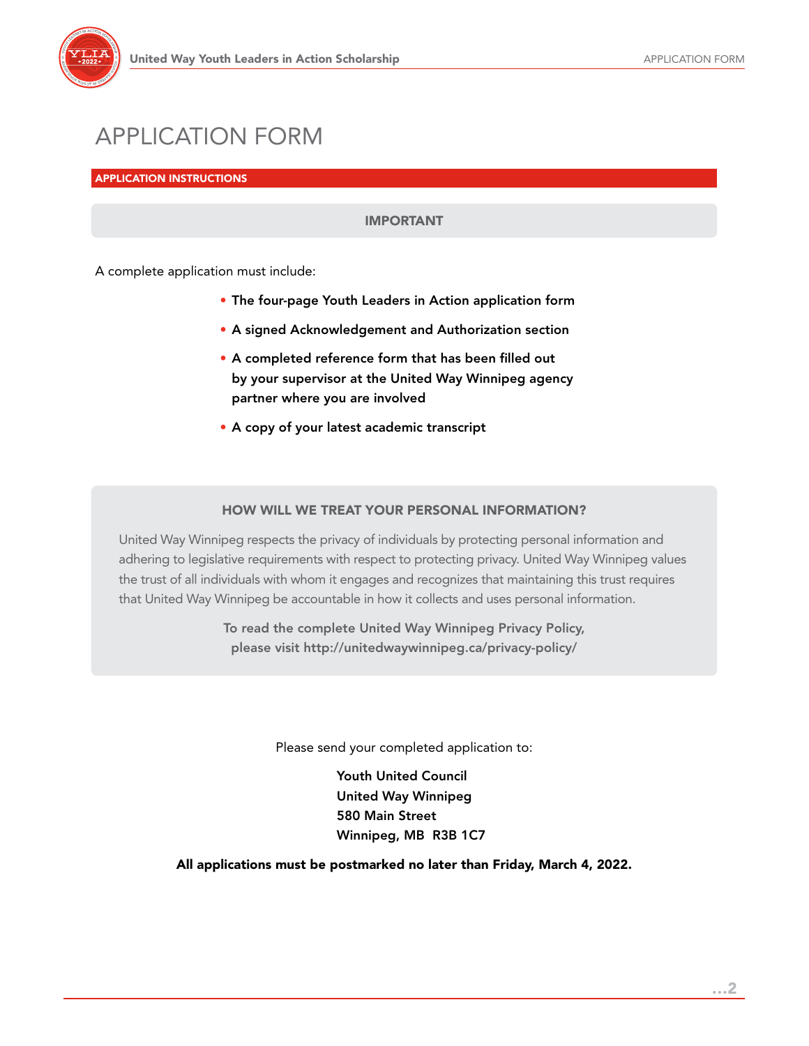# APPLICATION FORM

## APPLICATION INSTRUCTIONS

### IMPORTANT

A complete application must include:

- **The four-page Youth Leaders in Action application form**
- **A signed Acknowledgement and Authorization section**
- **A completed reference form that has been filled out by your supervisor at the United Way Winnipeg agency partner where you are involved**
- **A copy of your latest academic transcript**

### HOW WILL WE TREAT YOUR PERSONAL INFORMATION?

United Way Winnipeg respects the privacy of individuals by protecting personal information and adhering to legislative requirements with respect to protecting privacy. United Way Winnipeg values the trust of all individuals with whom it engages and recognizes that maintaining this trust requires that United Way Winnipeg be accountable in how it collects and uses personal information.

**To read the complete United Way Winnipeg Privacy Policy, please visit http://unitedwaywinnipeg.ca/privacy-policy/**

Please send your completed application to:

**Youth United Council**
**United Way Winnipeg**
**580 Main Street**
**Winnipeg, MB R3B 1C7**

**All applications must be postmarked no later than Friday, March 4, 2022.**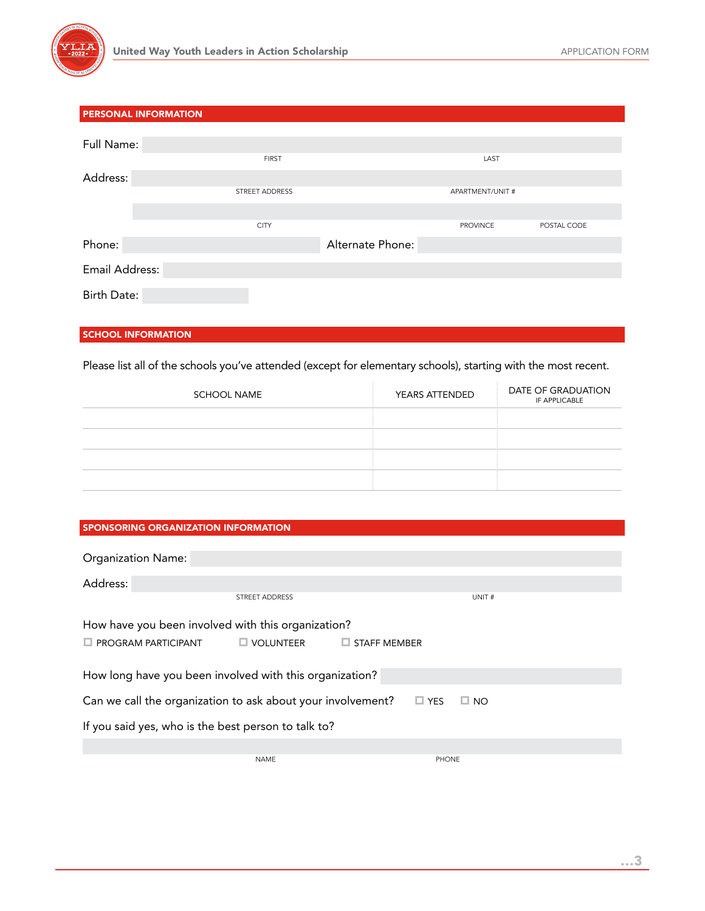## PERSONAL INFORMATION

Full Name: ____________________
FIRST LAST

Address: ____________________
STREET ADDRESS APARTMENT/UNIT #

____________________
CITY PROVINCE POSTAL CODE

Phone: ____________________ Alternate Phone: ____________________

Email Address: ____________________

Birth Date: ____________________

## SCHOOL INFORMATION

Please list all of the schools you've attended (except for elementary schools), starting with the most recent.

| SCHOOL NAME | YEARS ATTENDED | DATE OF GRADUATION IF APPLICABLE |
|---|---|---|
| | | |
| | | |
| | | |
| | | |

## SPONSORING ORGANIZATION INFORMATION

Organization Name: ____________________

Address: ____________________
STREET ADDRESS UNIT #

How have you been involved with this organization?

☐ PROGRAM PARTICIPANT ☐ VOLUNTEER ☐ STAFF MEMBER

How long have you been involved with this organization? ____________________

Can we call the organization to ask about your involvement? ☐ YES ☐ NO

If you said yes, who is the best person to talk to?

____________________
NAME PHONE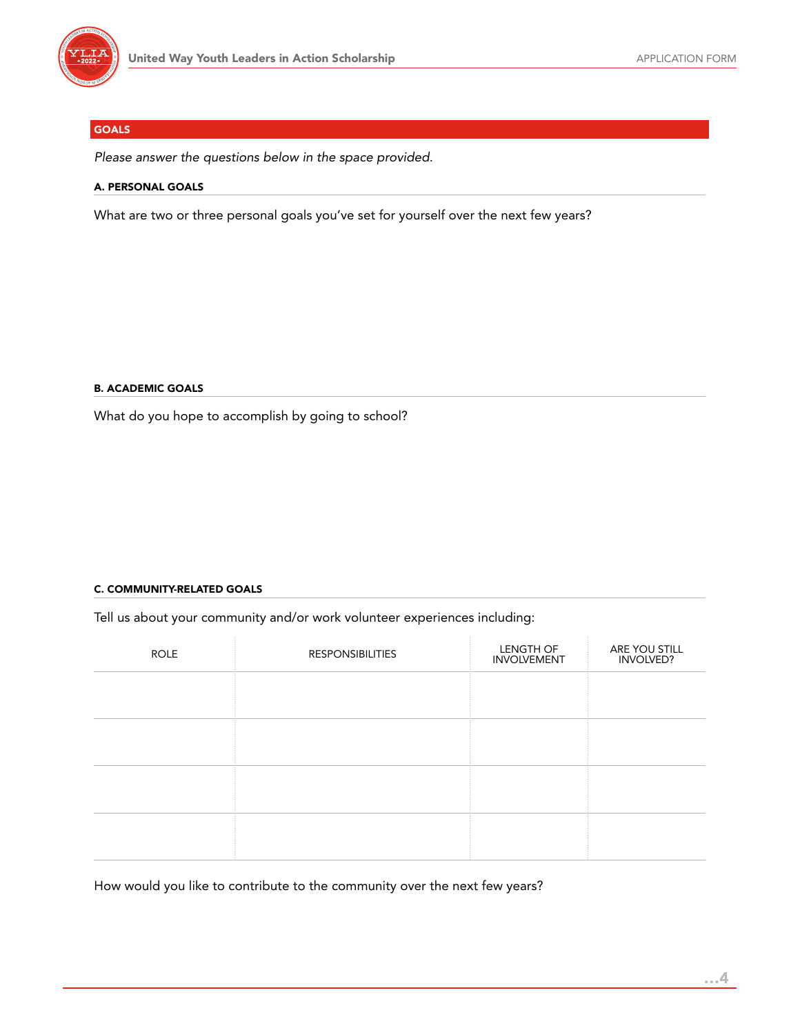## GOALS

*Please answer the questions below in the space provided.*

### A. PERSONAL GOALS

What are two or three personal goals you've set for yourself over the next few years?

### B. ACADEMIC GOALS

What do you hope to accomplish by going to school?

### C. COMMUNITY-RELATED GOALS

Tell us about your community and/or work volunteer experiences including:

| ROLE | RESPONSIBILITIES | LENGTH OF INVOLVEMENT | ARE YOU STILL INVOLVED? |
|---|---|---|---|
| | | | |
| | | | |
| | | | |
| | | | |

How would you like to contribute to the community over the next few years?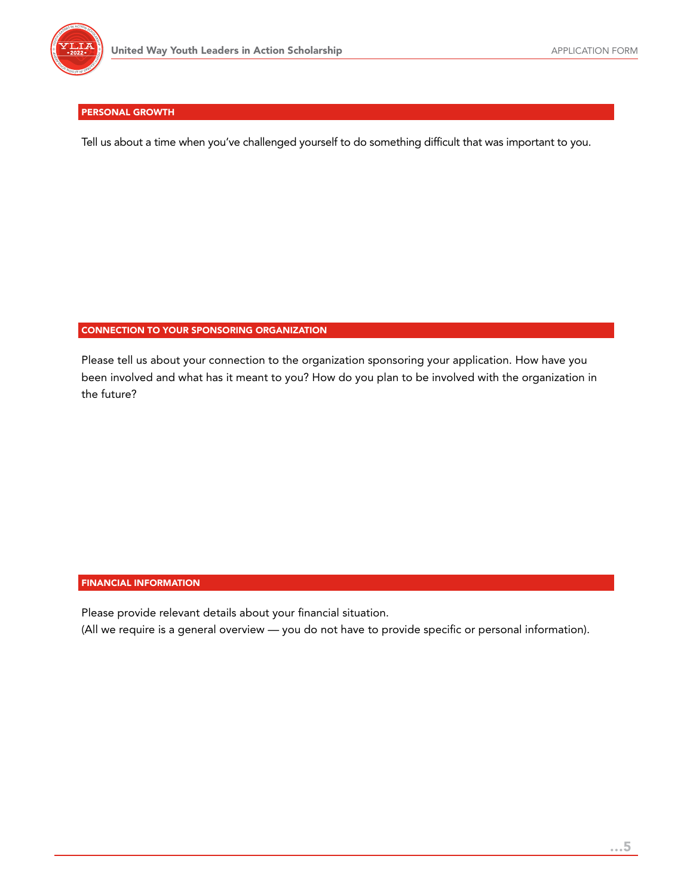## PERSONAL GROWTH

Tell us about a time when you've challenged yourself to do something difficult that was important to you.

## CONNECTION TO YOUR SPONSORING ORGANIZATION

Please tell us about your connection to the organization sponsoring your application. How have you been involved and what has it meant to you? How do you plan to be involved with the organization in the future?

## FINANCIAL INFORMATION

Please provide relevant details about your financial situation.
(All we require is a general overview — you do not have to provide specific or personal information).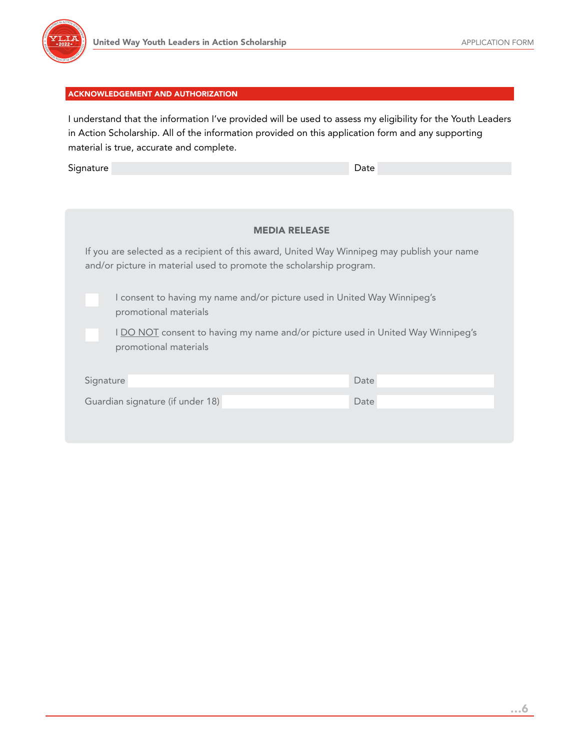## ACKNOWLEDGEMENT AND AUTHORIZATION

I understand that the information I've provided will be used to assess my eligibility for the Youth Leaders in Action Scholarship. All of the information provided on this application form and any supporting material is true, accurate and complete.

Signature ______________________ Date __________

### MEDIA RELEASE

If you are selected as a recipient of this award, United Way Winnipeg may publish your name and/or picture in material used to promote the scholarship program.

- [ ] I consent to having my name and/or picture used in United Way Winnipeg's promotional materials
- [ ] I DO NOT consent to having my name and/or picture used in United Way Winnipeg's promotional materials

Signature ______________________ Date __________

Guardian signature (if under 18) ______________________ Date __________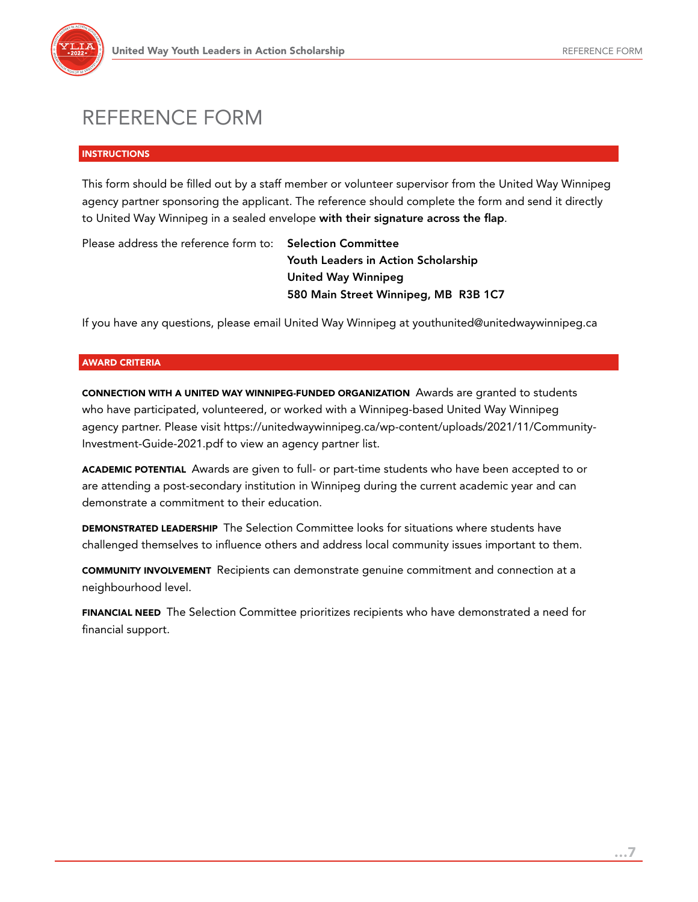# REFERENCE FORM

## INSTRUCTIONS

This form should be filled out by a staff member or volunteer supervisor from the United Way Winnipeg agency partner sponsoring the applicant. The reference should complete the form and send it directly to United Way Winnipeg in a sealed envelope **with their signature across the flap**.

Please address the reference form to:

**Selection Committee**
**Youth Leaders in Action Scholarship**
**United Way Winnipeg**
**580 Main Street Winnipeg, MB R3B 1C7**

If you have any questions, please email United Way Winnipeg at youthunited@unitedwaywinnipeg.ca

## AWARD CRITERIA

**CONNECTION WITH A UNITED WAY WINNIPEG-FUNDED ORGANIZATION** Awards are granted to students who have participated, volunteered, or worked with a Winnipeg-based United Way Winnipeg agency partner. Please visit https://unitedwaywinnipeg.ca/wp-content/uploads/2021/11/Community-Investment-Guide-2021.pdf to view an agency partner list.

**ACADEMIC POTENTIAL** Awards are given to full- or part-time students who have been accepted to or are attending a post-secondary institution in Winnipeg during the current academic year and can demonstrate a commitment to their education.

**DEMONSTRATED LEADERSHIP** The Selection Committee looks for situations where students have challenged themselves to influence others and address local community issues important to them.

**COMMUNITY INVOLVEMENT** Recipients can demonstrate genuine commitment and connection at a neighbourhood level.

**FINANCIAL NEED** The Selection Committee prioritizes recipients who have demonstrated a need for financial support.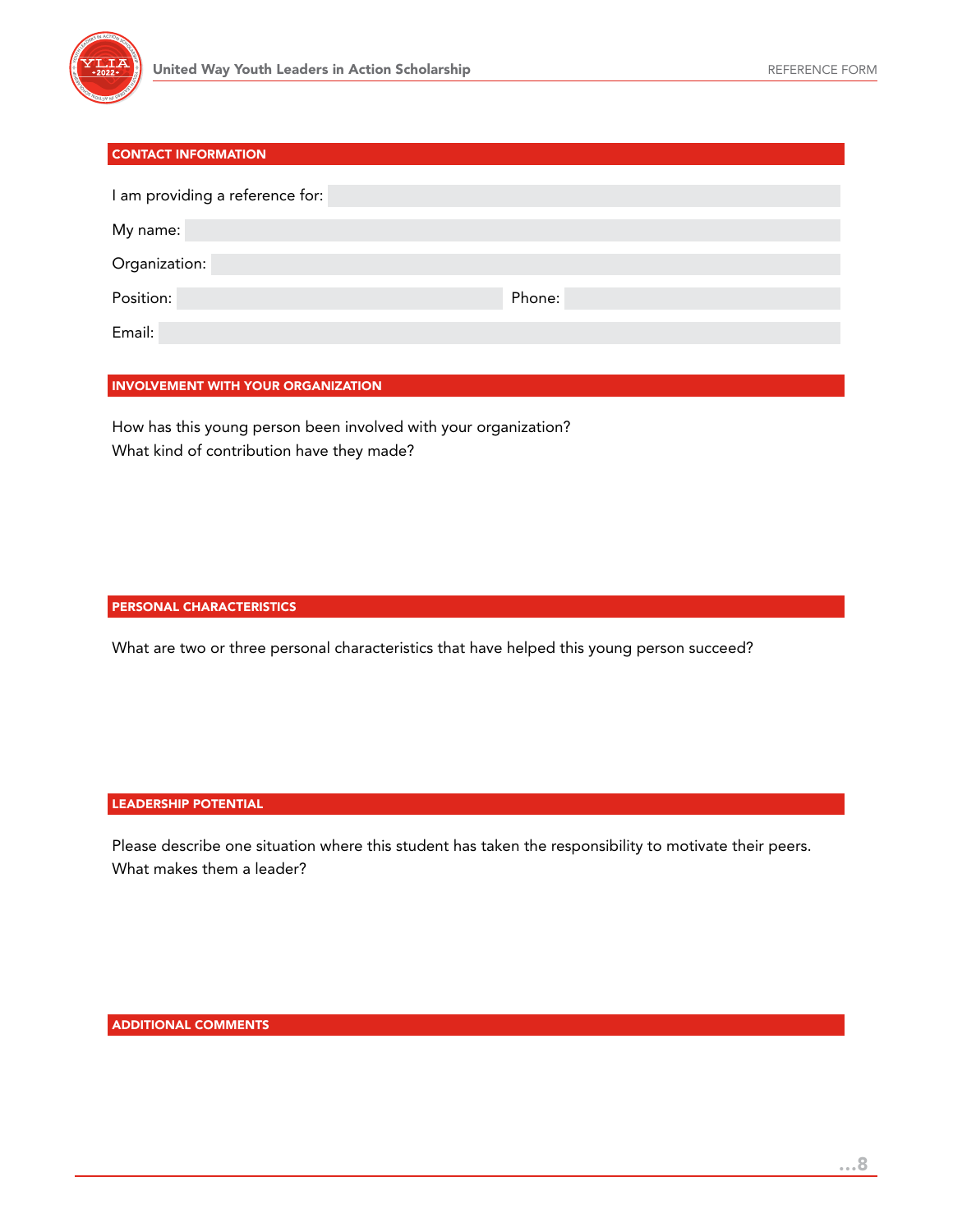## CONTACT INFORMATION

I am providing a reference for:

My name:

Organization:

Position: Phone:

Email:

## INVOLVEMENT WITH YOUR ORGANIZATION

How has this young person been involved with your organization?
What kind of contribution have they made?

## PERSONAL CHARACTERISTICS

What are two or three personal characteristics that have helped this young person succeed?

## LEADERSHIP POTENTIAL

Please describe one situation where this student has taken the responsibility to motivate their peers.
What makes them a leader?

## ADDITIONAL COMMENTS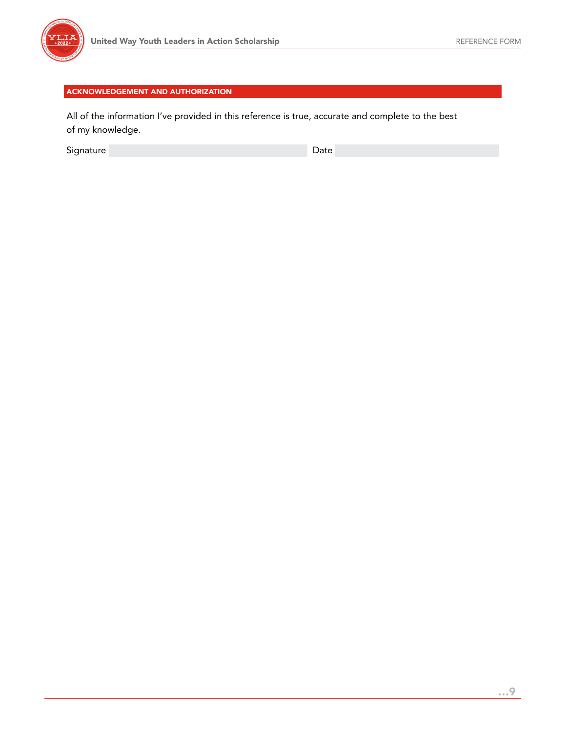## ACKNOWLEDGEMENT AND AUTHORIZATION

All of the information I've provided in this reference is true, accurate and complete to the best of my knowledge.

Signature ______________________ Date ______________________